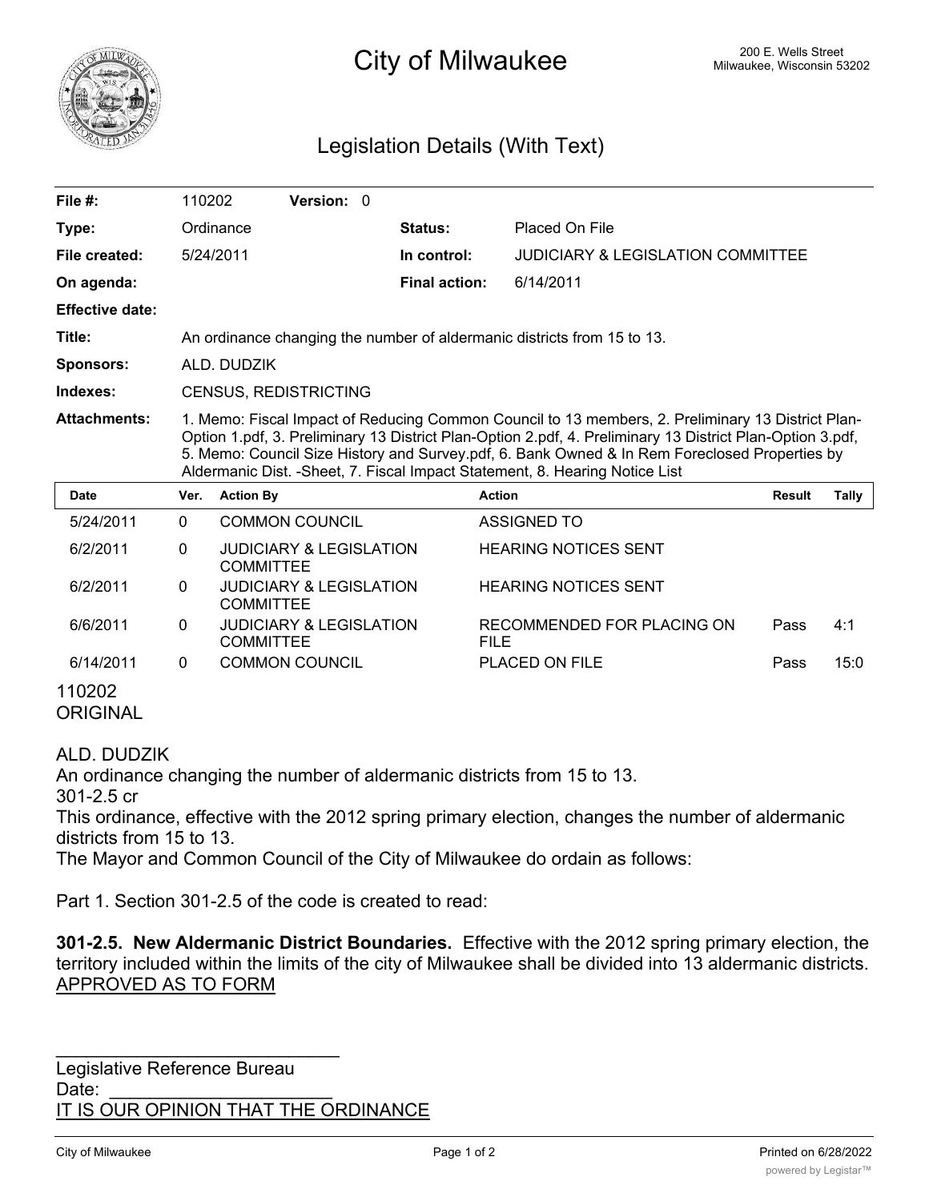# City of Milwaukee

200 E. Wells Street
Milwaukee, Wisconsin 53202

## Legislation Details (With Text)

| | | | |
|---|---|---|---|
| **File #:** | 110202 **Version:** 0 | | |
| **Type:** | Ordinance | **Status:** | Placed On File |
| **File created:** | 5/24/2011 | **In control:** | JUDICIARY & LEGISLATION COMMITTEE |
| **On agenda:** | | **Final action:** | 6/14/2011 |
| **Effective date:** | | | |
| **Title:** | An ordinance changing the number of aldermanic districts from 15 to 13. | | |
| **Sponsors:** | ALD. DUDZIK | | |
| **Indexes:** | CENSUS, REDISTRICTING | | |
| **Attachments:** | 1. Memo: Fiscal Impact of Reducing Common Council to 13 members, 2. Preliminary 13 District Plan-Option 1.pdf, 3. Preliminary 13 District Plan-Option 2.pdf, 4. Preliminary 13 District Plan-Option 3.pdf, 5. Memo: Council Size History and Survey.pdf, 6. Bank Owned & In Rem Foreclosed Properties by Aldermanic Dist. -Sheet, 7. Fiscal Impact Statement, 8. Hearing Notice List | | |

| Date | Ver. | Action By | Action | Result | Tally |
|---|---|---|---|---|---|
| 5/24/2011 | 0 | COMMON COUNCIL | ASSIGNED TO | | |
| 6/2/2011 | 0 | JUDICIARY & LEGISLATION COMMITTEE | HEARING NOTICES SENT | | |
| 6/2/2011 | 0 | JUDICIARY & LEGISLATION COMMITTEE | HEARING NOTICES SENT | | |
| 6/6/2011 | 0 | JUDICIARY & LEGISLATION COMMITTEE | RECOMMENDED FOR PLACING ON FILE | Pass | 4:1 |
| 6/14/2011 | 0 | COMMON COUNCIL | PLACED ON FILE | Pass | 15:0 |

110202
ORIGINAL

ALD. DUDZIK
An ordinance changing the number of aldermanic districts from 15 to 13.
301-2.5 cr
This ordinance, effective with the 2012 spring primary election, changes the number of aldermanic districts from 15 to 13.
The Mayor and Common Council of the City of Milwaukee do ordain as follows:

Part 1. Section 301-2.5 of the code is created to read:

**301-2.5. New Aldermanic District Boundaries.** Effective with the 2012 spring primary election, the territory included within the limits of the city of Milwaukee shall be divided into 13 aldermanic districts.
APPROVED AS TO FORM

\_\_\_\_\_\_\_\_\_\_\_\_\_\_\_\_\_\_\_\_\_\_\_\_\_\_\_\_
Legislative Reference Bureau
Date: \_\_\_\_\_\_\_\_\_\_\_\_\_\_\_\_\_\_\_\_\_\_
IT IS OUR OPINION THAT THE ORDINANCE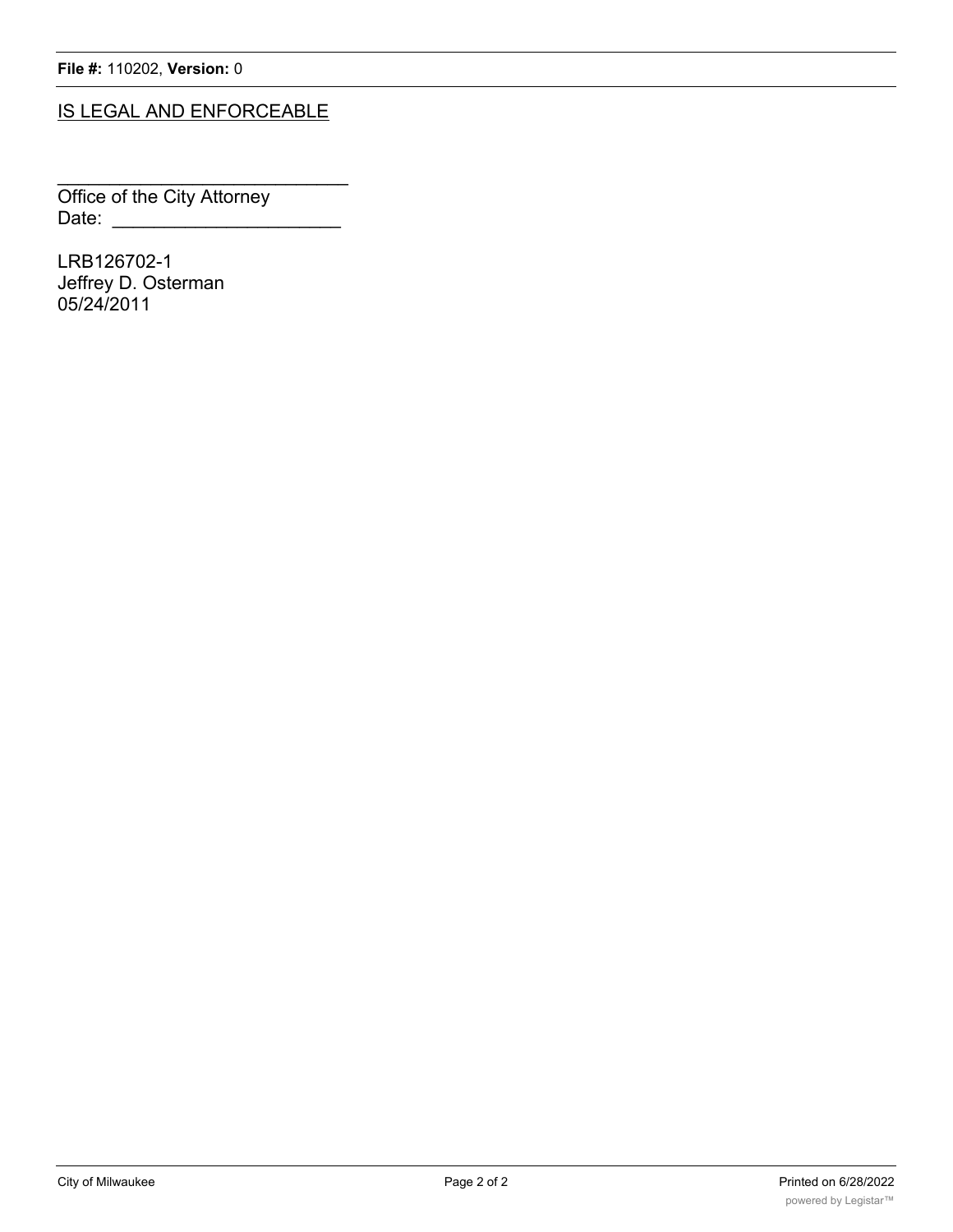IS LEGAL AND ENFORCEABLE

_____________________________
Office of the City Attorney
Date: ______________________

LRB126702-1
Jeffrey D. Osterman
05/24/2011